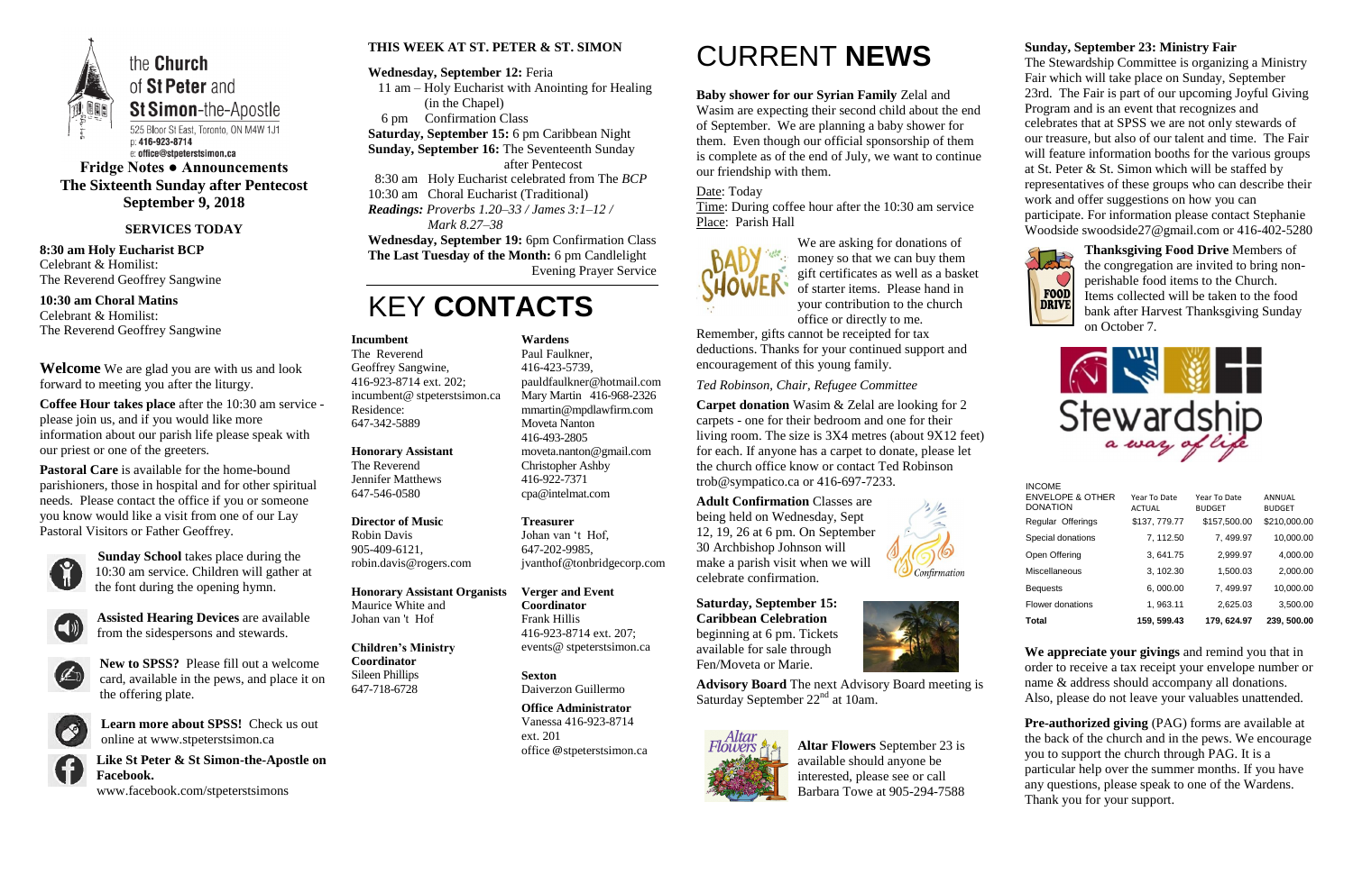the **Church** of **St Peter** and **St Simon**-the-Apostle

525 Bloor St East, Toronto, ON M4W 1J1
p: **416-923-8714**
e: **office@stpeterstsimon.ca**

**Fridge Notes ● Announcements**
**The Sixteenth Sunday after Pentecost**
**September 9, 2018**

## SERVICES TODAY

**8:30 am Holy Eucharist BCP**
Celebrant & Homilist:
The Reverend Geoffrey Sangwine

**10:30 am Choral Matins**
Celebrant & Homilist:
The Reverend Geoffrey Sangwine

**Welcome** We are glad you are with us and look forward to meeting you after the liturgy.

**Coffee Hour takes place** after the 10:30 am service - please join us, and if you would like more information about our parish life please speak with our priest or one of the greeters.

**Pastoral Care** is available for the home-bound parishioners, those in hospital and for other spiritual needs. Please contact the office if you or someone you know would like a visit from one of our Lay Pastoral Visitors or Father Geoffrey.

**Sunday School** takes place during the 10:30 am service. Children will gather at the font during the opening hymn.

**Assisted Hearing Devices** are available from the sidespersons and stewards.

**New to SPSS?** Please fill out a welcome card, available in the pews, and place it on the offering plate.

**Learn more about SPSS!** Check us out online at www.stpeterstsimon.ca

**Like St Peter & St Simon-the-Apostle on Facebook.**
www.facebook.com/stpeterstsimons

## THIS WEEK AT ST. PETER & ST. SIMON

**Wednesday, September 12:** Feria
11 am – Holy Eucharist with Anointing for Healing (in the Chapel)
6 pm Confirmation Class
**Saturday, September 15:** 6 pm Caribbean Night
**Sunday, September 16:** The Seventeenth Sunday after Pentecost
8:30 am Holy Eucharist celebrated from The *BCP*
10:30 am Choral Eucharist (Traditional)
*Readings: Proverbs 1.20–33 / James 3:1–12 / Mark 8.27–38*
**Wednesday, September 19:** 6pm Confirmation Class
**The Last Tuesday of the Month:** 6 pm Candlelight Evening Prayer Service

# KEY **CONTACTS**

**Incumbent**
The Reverend Geoffrey Sangwine,
416-923-8714 ext. 202;
incumbent@ stpeterstsimon.ca
Residence:
647-342-5889

**Honorary Assistant**
The Reverend Jennifer Matthews
647-546-0580

**Director of Music**
Robin Davis
905-409-6121,
robin.davis@rogers.com

**Honorary Assistant Organists**
Maurice White and Johan van 't Hof

**Children's Ministry Coordinator**
Sileen Phillips
647-718-6728

**Wardens**
Paul Faulkner,
416-423-5739,
pauldfaulkner@hotmail.com
Mary Martin 416-968-2326
mmartin@mpdlawfirm.com
Moveta Nanton
416-493-2805
moveta.nanton@gmail.com
Christopher Ashby
416-922-7371
cpa@intelmat.com

**Treasurer**
Johan van 't Hof,
647-202-9985,
jvanthof@tonbridgecorp.com

**Verger and Event Coordinator**
Frank Hillis
416-923-8714 ext. 207;
events@ stpeterstsimon.ca

**Sexton**
Daiverzon Guillermo

**Office Administrator**
Vanessa 416-923-8714 ext. 201
office @stpeterstsimon.ca

# CURRENT **NEWS**

**Baby shower for our Syrian Family** Zelal and Wasim are expecting their second child about the end of September. We are planning a baby shower for them. Even though our official sponsorship of them is complete as of the end of July, we want to continue our friendship with them.

Date: Today
Time: During coffee hour after the 10:30 am service
Place: Parish Hall

We are asking for donations of money so that we can buy them gift certificates as well as a basket of starter items. Please hand in your contribution to the church office or directly to me.

Remember, gifts cannot be receipted for tax deductions. Thanks for your continued support and encouragement of this young family.

*Ted Robinson, Chair, Refugee Committee*

**Carpet donation** Wasim & Zelal are looking for 2 carpets - one for their bedroom and one for their living room. The size is 3X4 metres (about 9X12 feet) for each. If anyone has a carpet to donate, please let the church office know or contact Ted Robinson trob@sympatico.ca or 416-697-7233.

**Adult Confirmation** Classes are being held on Wednesday, Sept 12, 19, 26 at 6 pm. On September 30 Archbishop Johnson will make a parish visit when we will celebrate confirmation.

**Saturday, September 15: Caribbean Celebration** beginning at 6 pm. Tickets available for sale through Fen/Moveta or Marie.

**Advisory Board** The next Advisory Board meeting is Saturday September 22nd at 10am.

**Altar Flowers** September 23 is available should anyone be interested, please see or call Barbara Towe at 905-294-7588

**Sunday, September 23: Ministry Fair**
The Stewardship Committee is organizing a Ministry Fair which will take place on Sunday, September 23rd. The Fair is part of our upcoming Joyful Giving Program and is an event that recognizes and celebrates that at SPSS we are not only stewards of our treasure, but also of our talent and time. The Fair will feature information booths for the various groups at St. Peter & St. Simon which will be staffed by representatives of these groups who can describe their work and offer suggestions on how you can participate. For information please contact Stephanie Woodside swoodside27@gmail.com or 416-402-5280

**Thanksgiving Food Drive** Members of the congregation are invited to bring non-perishable food items to the Church. Items collected will be taken to the food bank after Harvest Thanksgiving Sunday on October 7.

Stewardship *a way of life*

| INCOME ENVELOPE & OTHER DONATION | Year To Date ACTUAL | Year To Date BUDGET | ANNUAL BUDGET |
|---|---|---|---|
| Regular Offerings | $137, 779.77 | $157,500.00 | $210,000.00 |
| Special donations | 7, 112.50 | 7, 499.97 | 10,000.00 |
| Open Offering | 3, 641.75 | 2,999.97 | 4,000.00 |
| Miscellaneous | 3, 102.30 | 1,500.03 | 2,000.00 |
| Bequests | 6, 000.00 | 7, 499.97 | 10,000.00 |
| Flower donations | 1, 963.11 | 2,625.03 | 3,500.00 |
| **Total** | **159, 599.43** | **179, 624.97** | **239, 500.00** |

**We appreciate your givings** and remind you that in order to receive a tax receipt your envelope number or name & address should accompany all donations. Also, please do not leave your valuables unattended.

**Pre-authorized giving** (PAG) forms are available at the back of the church and in the pews. We encourage you to support the church through PAG. It is a particular help over the summer months. If you have any questions, please speak to one of the Wardens. Thank you for your support.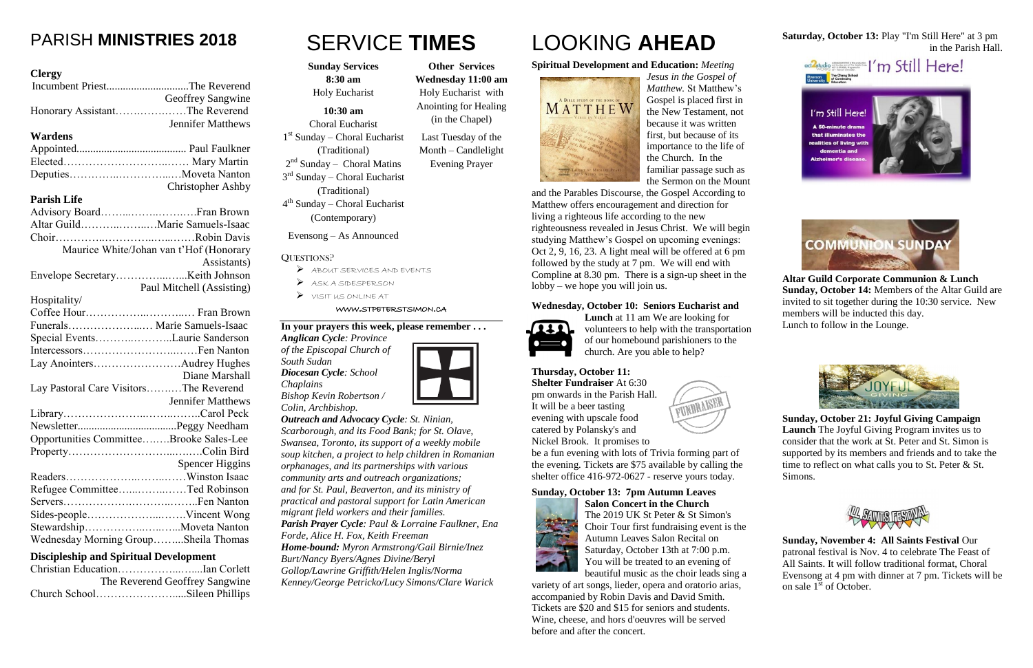# PARISH **MINISTRIES 2018**

### Clergy

Incumbent Priest.............................The Reverend Geoffrey Sangwine
Honorary Assistant………………The Reverend Jennifer Matthews

### Wardens

Appointed....................................... Paul Faulkner
Elected……………………………… Mary Martin
Deputies……………………………Moveta Nanton
Christopher Ashby

### Parish Life

Advisory Board……………………Fran Brown
Altar Guild……………………Marie Samuels-Isaac
Choir……………………………………Robin Davis
Maurice White/Johan van t'Hof (Honorary Assistants)
Envelope Secretary………………….Keith Johnson
Paul Mitchell (Assisting)
Hospitality/
Coffee Hour………………………… Fran Brown
Funerals………………… Marie Samuels-Isaac
Special Events……………………Laurie Sanderson
Intercessors……………………………Fen Nanton
Lay Anointers……………………Audrey Hughes
Diane Marshall
Lay Pastoral Care Visitors………The Reverend Jennifer Matthews
Library……………………………….Carol Peck
Newsletter....................................Peggy Needham
Opportunities Committee…….Brooke Sales-Lee
Property…………………………………Colin Bird
Spencer Higgins
Readers…………………………………Winston Isaac
Refugee Committee………………Ted Robinson
Servers……………………………………Fen Nanton
Sides-people…………………………Vincent Wong
Stewardship……………………………Moveta Nanton
Wednesday Morning Group……...Sheila Thomas

### Discipleship and Spiritual Development

Christian Education……………………Ian Corlett
The Reverend Geoffrey Sangwine
Church School…………………….....Sileen Phillips

# SERVICE **TIMES**

**Sunday Services**

**8:30 am**
Holy Eucharist

**10:30 am**
Choral Eucharist
1st Sunday – Choral Eucharist (Traditional)
2nd Sunday – Choral Matins
3rd Sunday – Choral Eucharist (Traditional)
4th Sunday – Choral Eucharist (Contemporary)

Evensong – As Announced

**Other Services**

**Wednesday 11:00 am**
Holy Eucharist with Anointing for Healing (in the Chapel)

Last Tuesday of the Month – Candlelight Evening Prayer

QUESTIONS?

- ABOUT SERVICES AND EVENTS
- ASK A SIDESPERSON
- VISIT US ONLINE AT

WWW.STPETERSTSIMON.CA

**In your prayers this week, please remember . . .**

***Anglican Cycle**: Province of the Episcopal Church of South Sudan*
***Diocesan Cycle**: School Chaplains*
*Bishop Kevin Robertson / Colin, Archbishop.*
***Outreach and Advocacy Cycle**: St. Ninian, Scarborough, and its Food Bank; for St. Olave, Swansea, Toronto, its support of a weekly mobile soup kitchen, a project to help children in Romanian orphanages, and its partnerships with various community arts and outreach organizations; and for St. Paul, Beaverton, and its ministry of practical and pastoral support for Latin American migrant field workers and their families.*
***Parish Prayer Cycle**: Paul & Lorraine Faulkner, Ena Forde, Alice H. Fox, Keith Freeman*
***Home-bound:** Myron Armstrong/Gail Birnie/Inez Burt/Nancy Byers/Agnes Divine/Beryl Gollop/Lawrine Griffith/Helen Inglis/Norma Kenney/George Petricko/Lucy Simons/Clare Warick*

# LOOKING **AHEAD**

**Spiritual Development and Education:** *Meeting Jesus in the Gospel of Matthew.* St Matthew's Gospel is placed first in the New Testament, not because it was written first, but because of its importance to the life of the Church. In the familiar passage such as the Sermon on the Mount and the Parables Discourse, the Gospel According to Matthew offers encouragement and direction for living a righteous life according to the new righteousness revealed in Jesus Christ. We will begin studying Matthew's Gospel on upcoming evenings: Oct 2, 9, 16, 23. A light meal will be offered at 6 pm followed by the study at 7 pm. We will end with Compline at 8.30 pm. There is a sign-up sheet in the lobby – we hope you will join us.

**Wednesday, October 10: Seniors Eucharist and Lunch** at 11 am We are looking for volunteers to help with the transportation of our homebound parishioners to the church. Are you able to help?

**Thursday, October 11: Shelter Fundraiser** At 6:30 pm onwards in the Parish Hall. It will be a beer tasting evening with upscale food catered by Polansky's and Nickel Brook. It promises to be a fun evening with lots of Trivia forming part of the evening. Tickets are $75 available by calling the shelter office 416-972-0627 - reserve yours today.

**Sunday, October 13: 7pm Autumn Leaves Salon Concert in the Church**
The 2019 UK St Peter & St Simon's Choir Tour first fundraising event is the Autumn Leaves Salon Recital on Saturday, October 13th at 7:00 p.m. You will be treated to an evening of beautiful music as the choir leads sing a variety of art songs, lieder, opera and oratorio arias, accompanied by Robin Davis and David Smith. Tickets are $20 and $15 for seniors and students. Wine, cheese, and hors d'oeuvres will be served before and after the concert.

**Saturday, October 13:** Play "I'm Still Here" at 3 pm in the Parish Hall.

**Altar Guild Corporate Communion & Lunch Sunday, October 14:** Members of the Altar Guild are invited to sit together during the 10:30 service. New members will be inducted this day.
Lunch to follow in the Lounge.

**Sunday, October 21: Joyful Giving Campaign Launch** The Joyful Giving Program invites us to consider that the work at St. Peter and St. Simon is supported by its members and friends and to take the time to reflect on what calls you to St. Peter & St. Simons.

**Sunday, November 4: All Saints Festival** Our patronal festival is Nov. 4 to celebrate The Feast of All Saints. It will follow traditional format, Choral Evensong at 4 pm with dinner at 7 pm. Tickets will be on sale 1st of October.